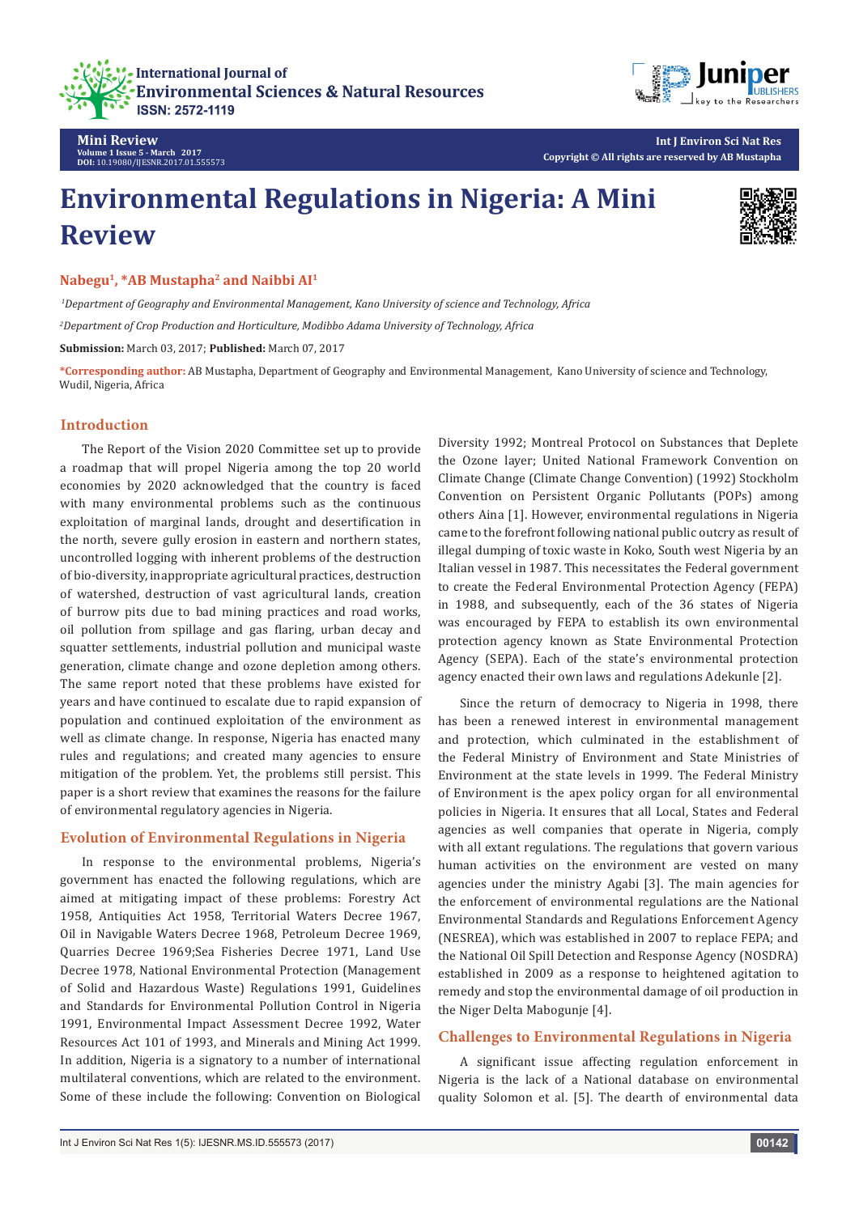Mini Review
Volume 1 Issue 5 - March 2017
DOI: 10.19080/IJESNR.2017.01.555573

Copyright © All rights are reserved by AB Mustapha

# Environmental Regulations in Nigeria: A Mini Review

**Nabegu[1], *AB Mustapha[2] and Naibbi AI[1]**

[1]*Department of Geography and Environmental Management, Kano University of science and Technology, Africa*

[2]*Department of Crop Production and Horticulture, Modibbo Adama University of Technology, Africa*

**Submission:** March 03, 2017; **Published:** March 07, 2017

***Corresponding author:** AB Mustapha, Department of Geography and Environmental Management, Kano University of science and Technology, Wudil, Nigeria, Africa

## Introduction

The Report of the Vision 2020 Committee set up to provide a roadmap that will propel Nigeria among the top 20 world economies by 2020 acknowledged that the country is faced with many environmental problems such as the continuous exploitation of marginal lands, drought and desertification in the north, severe gully erosion in eastern and northern states, uncontrolled logging with inherent problems of the destruction of bio-diversity, inappropriate agricultural practices, destruction of watershed, destruction of vast agricultural lands, creation of burrow pits due to bad mining practices and road works, oil pollution from spillage and gas flaring, urban decay and squatter settlements, industrial pollution and municipal waste generation, climate change and ozone depletion among others. The same report noted that these problems have existed for years and have continued to escalate due to rapid expansion of population and continued exploitation of the environment as well as climate change. In response, Nigeria has enacted many rules and regulations; and created many agencies to ensure mitigation of the problem. Yet, the problems still persist. This paper is a short review that examines the reasons for the failure of environmental regulatory agencies in Nigeria.

## Evolution of Environmental Regulations in Nigeria

In response to the environmental problems, Nigeria's government has enacted the following regulations, which are aimed at mitigating impact of these problems: Forestry Act 1958, Antiquities Act 1958, Territorial Waters Decree 1967, Oil in Navigable Waters Decree 1968, Petroleum Decree 1969, Quarries Decree 1969;Sea Fisheries Decree 1971, Land Use Decree 1978, National Environmental Protection (Management of Solid and Hazardous Waste) Regulations 1991, Guidelines and Standards for Environmental Pollution Control in Nigeria 1991, Environmental Impact Assessment Decree 1992, Water Resources Act 101 of 1993, and Minerals and Mining Act 1999. In addition, Nigeria is a signatory to a number of international multilateral conventions, which are related to the environment. Some of these include the following: Convention on Biological Diversity 1992; Montreal Protocol on Substances that Deplete the Ozone layer; United National Framework Convention on Climate Change (Climate Change Convention) (1992) Stockholm Convention on Persistent Organic Pollutants (POPs) among others Aina [1]. However, environmental regulations in Nigeria came to the forefront following national public outcry as result of illegal dumping of toxic waste in Koko, South west Nigeria by an Italian vessel in 1987. This necessitates the Federal government to create the Federal Environmental Protection Agency (FEPA) in 1988, and subsequently, each of the 36 states of Nigeria was encouraged by FEPA to establish its own environmental protection agency known as State Environmental Protection Agency (SEPA). Each of the state's environmental protection agency enacted their own laws and regulations Adekunle [2].

Since the return of democracy to Nigeria in 1998, there has been a renewed interest in environmental management and protection, which culminated in the establishment of the Federal Ministry of Environment and State Ministries of Environment at the state levels in 1999. The Federal Ministry of Environment is the apex policy organ for all environmental policies in Nigeria. It ensures that all Local, States and Federal agencies as well companies that operate in Nigeria, comply with all extant regulations. The regulations that govern various human activities on the environment are vested on many agencies under the ministry Agabi [3]. The main agencies for the enforcement of environmental regulations are the National Environmental Standards and Regulations Enforcement Agency (NESREA), which was established in 2007 to replace FEPA; and the National Oil Spill Detection and Response Agency (NOSDRA) established in 2009 as a response to heightened agitation to remedy and stop the environmental damage of oil production in the Niger Delta Mabogunje [4].

## Challenges to Environmental Regulations in Nigeria

A significant issue affecting regulation enforcement in Nigeria is the lack of a National database on environmental quality Solomon et al. [5]. The dearth of environmental data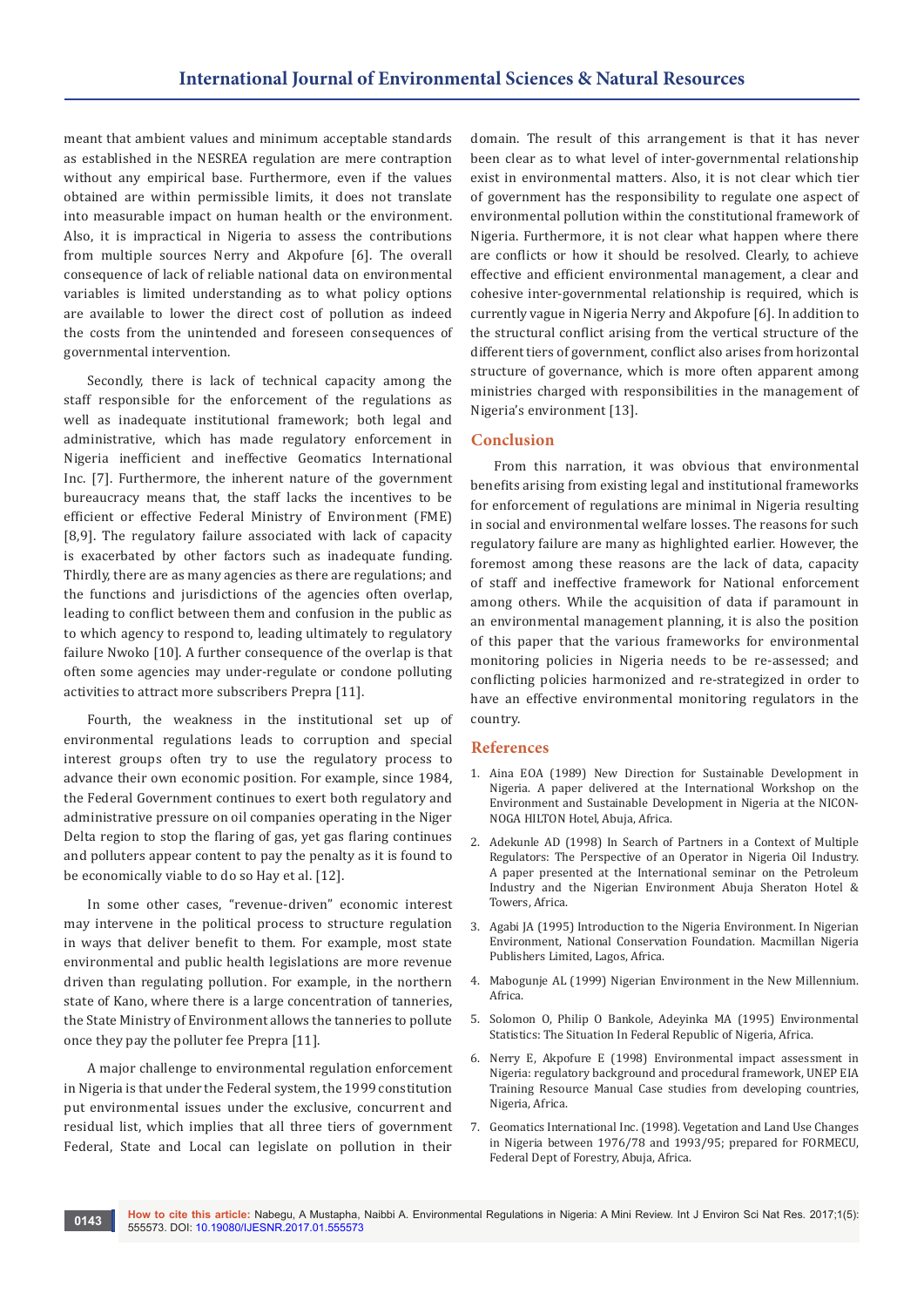meant that ambient values and minimum acceptable standards as established in the NESREA regulation are mere contraption without any empirical base. Furthermore, even if the values obtained are within permissible limits, it does not translate into measurable impact on human health or the environment. Also, it is impractical in Nigeria to assess the contributions from multiple sources Nerry and Akpofure [6]. The overall consequence of lack of reliable national data on environmental variables is limited understanding as to what policy options are available to lower the direct cost of pollution as indeed the costs from the unintended and foreseen consequences of governmental intervention.

Secondly, there is lack of technical capacity among the staff responsible for the enforcement of the regulations as well as inadequate institutional framework; both legal and administrative, which has made regulatory enforcement in Nigeria inefficient and ineffective Geomatics International Inc. [7]. Furthermore, the inherent nature of the government bureaucracy means that, the staff lacks the incentives to be efficient or effective Federal Ministry of Environment (FME) [8,9]. The regulatory failure associated with lack of capacity is exacerbated by other factors such as inadequate funding. Thirdly, there are as many agencies as there are regulations; and the functions and jurisdictions of the agencies often overlap, leading to conflict between them and confusion in the public as to which agency to respond to, leading ultimately to regulatory failure Nwoko [10]. A further consequence of the overlap is that often some agencies may under-regulate or condone polluting activities to attract more subscribers Prepra [11].

Fourth, the weakness in the institutional set up of environmental regulations leads to corruption and special interest groups often try to use the regulatory process to advance their own economic position. For example, since 1984, the Federal Government continues to exert both regulatory and administrative pressure on oil companies operating in the Niger Delta region to stop the flaring of gas, yet gas flaring continues and polluters appear content to pay the penalty as it is found to be economically viable to do so Hay et al. [12].

In some other cases, "revenue-driven" economic interest may intervene in the political process to structure regulation in ways that deliver benefit to them. For example, most state environmental and public health legislations are more revenue driven than regulating pollution. For example, in the northern state of Kano, where there is a large concentration of tanneries, the State Ministry of Environment allows the tanneries to pollute once they pay the polluter fee Prepra [11].

A major challenge to environmental regulation enforcement in Nigeria is that under the Federal system, the 1999 constitution put environmental issues under the exclusive, concurrent and residual list, which implies that all three tiers of government Federal, State and Local can legislate on pollution in their domain. The result of this arrangement is that it has never been clear as to what level of inter-governmental relationship exist in environmental matters. Also, it is not clear which tier of government has the responsibility to regulate one aspect of environmental pollution within the constitutional framework of Nigeria. Furthermore, it is not clear what happen where there are conflicts or how it should be resolved. Clearly, to achieve effective and efficient environmental management, a clear and cohesive inter-governmental relationship is required, which is currently vague in Nigeria Nerry and Akpofure [6]. In addition to the structural conflict arising from the vertical structure of the different tiers of government, conflict also arises from horizontal structure of governance, which is more often apparent among ministries charged with responsibilities in the management of Nigeria's environment [13].

## Conclusion

From this narration, it was obvious that environmental benefits arising from existing legal and institutional frameworks for enforcement of regulations are minimal in Nigeria resulting in social and environmental welfare losses. The reasons for such regulatory failure are many as highlighted earlier. However, the foremost among these reasons are the lack of data, capacity of staff and ineffective framework for National enforcement among others. While the acquisition of data if paramount in an environmental management planning, it is also the position of this paper that the various frameworks for environmental monitoring policies in Nigeria needs to be re-assessed; and conflicting policies harmonized and re-strategized in order to have an effective environmental monitoring regulators in the country.

## References

1. Aina EOA (1989) New Direction for Sustainable Development in Nigeria. A paper delivered at the International Workshop on the Environment and Sustainable Development in Nigeria at the NICON-NOGA HILTON Hotel, Abuja, Africa.
2. Adekunle AD (1998) In Search of Partners in a Context of Multiple Regulators: The Perspective of an Operator in Nigeria Oil Industry. A paper presented at the International seminar on the Petroleum Industry and the Nigerian Environment Abuja Sheraton Hotel & Towers, Africa.
3. Agabi JA (1995) Introduction to the Nigeria Environment. In Nigerian Environment, National Conservation Foundation. Macmillan Nigeria Publishers Limited, Lagos, Africa.
4. Mabogunje AL (1999) Nigerian Environment in the New Millennium. Africa.
5. Solomon O, Philip O Bankole, Adeyinka MA (1995) Environmental Statistics: The Situation In Federal Republic of Nigeria, Africa.
6. Nerry E, Akpofure E (1998) Environmental impact assessment in Nigeria: regulatory background and procedural framework, UNEP EIA Training Resource Manual Case studies from developing countries, Nigeria, Africa.
7. Geomatics International Inc. (1998). Vegetation and Land Use Changes in Nigeria between 1976/78 and 1993/95; prepared for FORMECU, Federal Dept of Forestry, Abuja, Africa.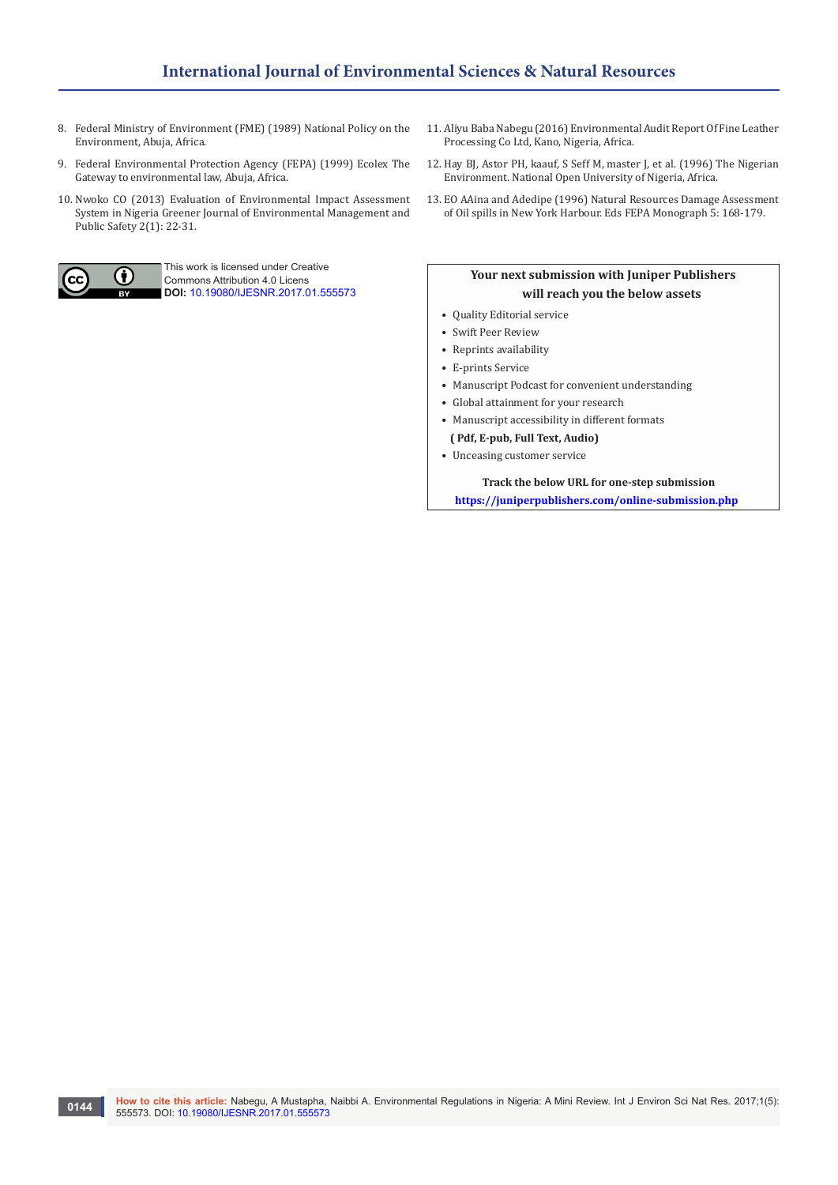8. Federal Ministry of Environment (FME) (1989) National Policy on the Environment, Abuja, Africa.

9. Federal Environmental Protection Agency (FEPA) (1999) Ecolex The Gateway to environmental law, Abuja, Africa.

10. Nwoko CO (2013) Evaluation of Environmental Impact Assessment System in Nigeria Greener Journal of Environmental Management and Public Safety 2(1): 22-31.

11. Aliyu Baba Nabegu (2016) Environmental Audit Report Of Fine Leather Processing Co Ltd, Kano, Nigeria, Africa.

12. Hay BJ, Astor PH, kaauf, S Seff M, master J, et al. (1996) The Nigerian Environment. National Open University of Nigeria, Africa.

13. EO AAina and Adedipe (1996) Natural Resources Damage Assessment of Oil spills in New York Harbour. Eds FEPA Monograph 5: 168-179.

This work is licensed under Creative Commons Attribution 4.0 Licens
**DOI:** 10.19080/IJESNR.2017.01.555573

**Your next submission with Juniper Publishers will reach you the below assets**

- Quality Editorial service
- Swift Peer Review
- Reprints availability
- E-prints Service
- Manuscript Podcast for convenient understanding
- Global attainment for your research
- Manuscript accessibility in different formats

**( Pdf, E-pub, Full Text, Audio)**

- Unceasing customer service

**Track the below URL for one-step submission**
**https://juniperpublishers.com/online-submission.php**

**How to cite this article:** Nabegu, A Mustapha, Naibbi A. Environmental Regulations in Nigeria: A Mini Review. Int J Environ Sci Nat Res. 2017;1(5): 555573. DOI: 10.19080/IJESNR.2017.01.555573